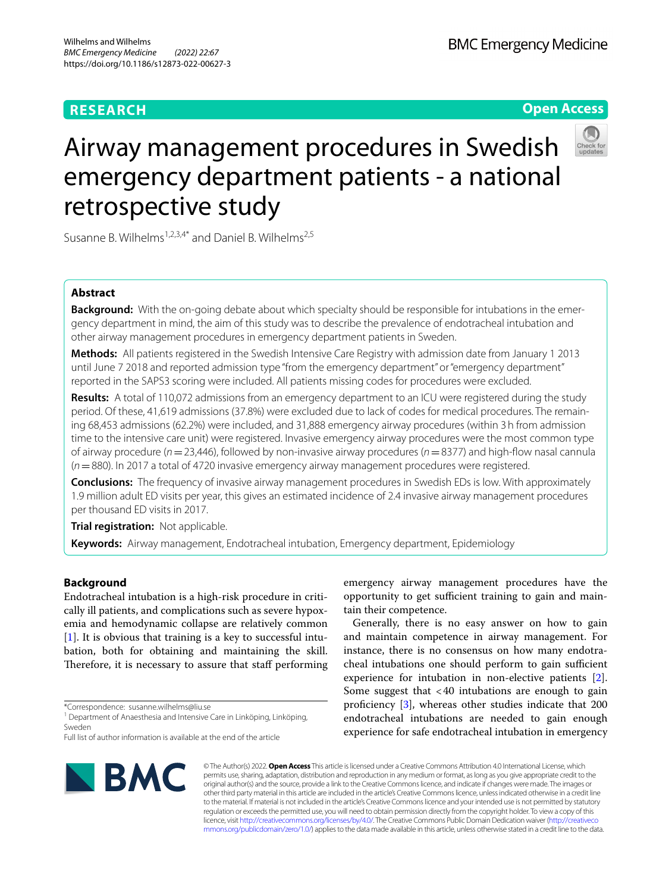RESEARCH

Open Access

# Airway management procedures in Swedish emergency department patients - a national retrospective study

Susanne B. Wilhelms[1,2,3,4*] and Daniel B. Wilhelms[2,5]

## Abstract

**Background:** With the on-going debate about which specialty should be responsible for intubations in the emergency department in mind, the aim of this study was to describe the prevalence of endotracheal intubation and other airway management procedures in emergency department patients in Sweden.

**Methods:** All patients registered in the Swedish Intensive Care Registry with admission date from January 1 2013 until June 7 2018 and reported admission type "from the emergency department" or "emergency department" reported in the SAPS3 scoring were included. All patients missing codes for procedures were excluded.

**Results:** A total of 110,072 admissions from an emergency department to an ICU were registered during the study period. Of these, 41,619 admissions (37.8%) were excluded due to lack of codes for medical procedures. The remaining 68,453 admissions (62.2%) were included, and 31,888 emergency airway procedures (within 3 h from admission time to the intensive care unit) were registered. Invasive emergency airway procedures were the most common type of airway procedure (*n* = 23,446), followed by non-invasive airway procedures (*n* = 8377) and high-flow nasal cannula (*n* = 880). In 2017 a total of 4720 invasive emergency airway management procedures were registered.

**Conclusions:** The frequency of invasive airway management procedures in Swedish EDs is low. With approximately 1.9 million adult ED visits per year, this gives an estimated incidence of 2.4 invasive airway management procedures per thousand ED visits in 2017.

**Trial registration:** Not applicable.

**Keywords:** Airway management, Endotracheal intubation, Emergency department, Epidemiology

## Background

Endotracheal intubation is a high-risk procedure in critically ill patients, and complications such as severe hypoxemia and hemodynamic collapse are relatively common [1]. It is obvious that training is a key to successful intubation, both for obtaining and maintaining the skill. Therefore, it is necessary to assure that staff performing emergency airway management procedures have the opportunity to get sufficient training to gain and maintain their competence.

Generally, there is no easy answer on how to gain and maintain competence in airway management. For instance, there is no consensus on how many endotracheal intubations one should perform to gain sufficient experience for intubation in non-elective patients [2]. Some suggest that <40 intubations are enough to gain proficiency [3], whereas other studies indicate that 200 endotracheal intubations are needed to gain enough experience for safe endotracheal intubation in emergency

*Correspondence: susanne.wilhelms@liu.se

[1] Department of Anaesthesia and Intensive Care in Linköping, Linköping, Sweden

Full list of author information is available at the end of the article

© The Author(s) 2022. **Open Access** This article is licensed under a Creative Commons Attribution 4.0 International License, which permits use, sharing, adaptation, distribution and reproduction in any medium or format, as long as you give appropriate credit to the original author(s) and the source, provide a link to the Creative Commons licence, and indicate if changes were made. The images or other third party material in this article are included in the article's Creative Commons licence, unless indicated otherwise in a credit line to the material. If material is not included in the article's Creative Commons licence and your intended use is not permitted by statutory regulation or exceeds the permitted use, you will need to obtain permission directly from the copyright holder. To view a copy of this licence, visit http://creativecommons.org/licenses/by/4.0/. The Creative Commons Public Domain Dedication waiver (http://creativecommons.org/publicdomain/zero/1.0/) applies to the data made available in this article, unless otherwise stated in a credit line to the data.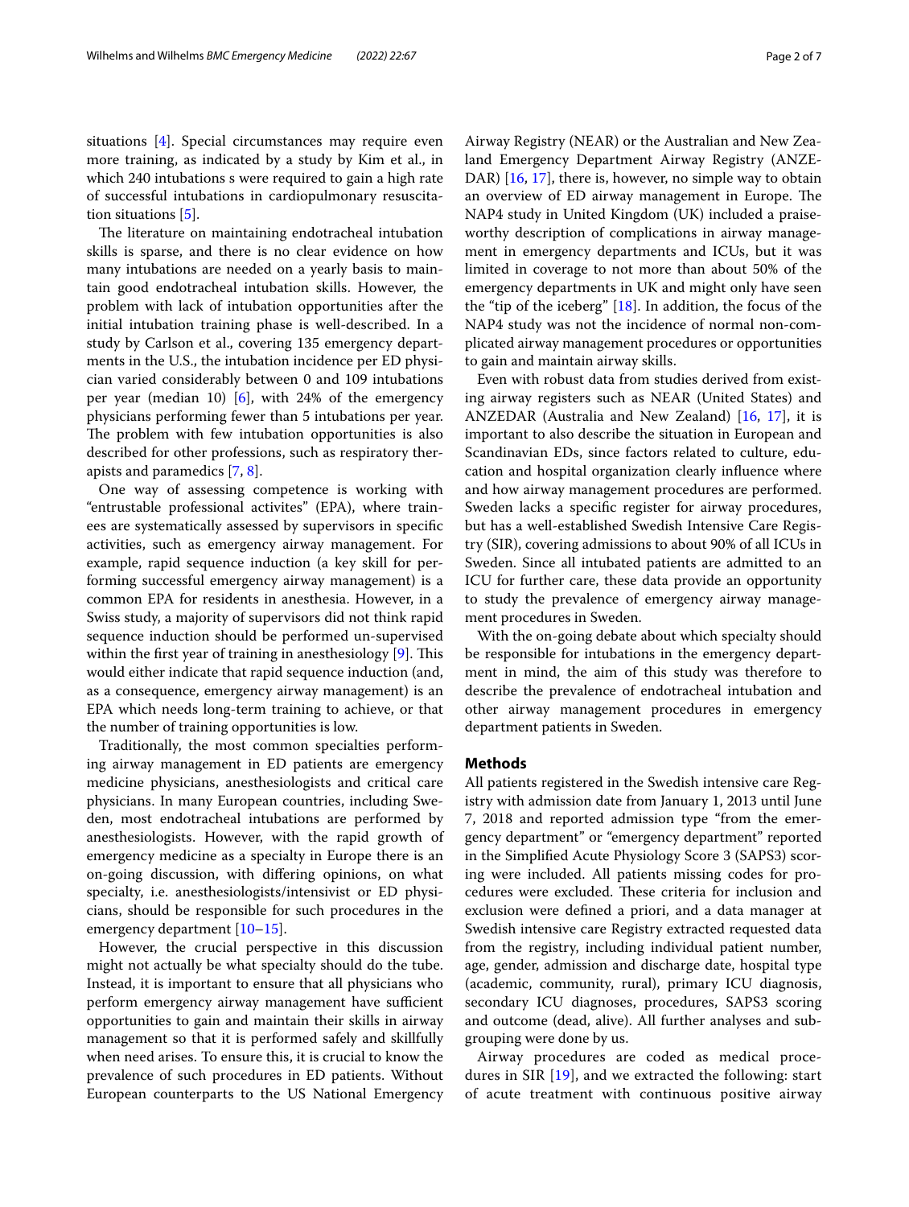situations [4]. Special circumstances may require even more training, as indicated by a study by Kim et al., in which 240 intubations s were required to gain a high rate of successful intubations in cardiopulmonary resuscitation situations [5].

The literature on maintaining endotracheal intubation skills is sparse, and there is no clear evidence on how many intubations are needed on a yearly basis to maintain good endotracheal intubation skills. However, the problem with lack of intubation opportunities after the initial intubation training phase is well-described. In a study by Carlson et al., covering 135 emergency departments in the U.S., the intubation incidence per ED physician varied considerably between 0 and 109 intubations per year (median 10) [6], with 24% of the emergency physicians performing fewer than 5 intubations per year. The problem with few intubation opportunities is also described for other professions, such as respiratory therapists and paramedics [7, 8].

One way of assessing competence is working with "entrustable professional activites" (EPA), where trainees are systematically assessed by supervisors in specific activities, such as emergency airway management. For example, rapid sequence induction (a key skill for performing successful emergency airway management) is a common EPA for residents in anesthesia. However, in a Swiss study, a majority of supervisors did not think rapid sequence induction should be performed un-supervised within the first year of training in anesthesiology [9]. This would either indicate that rapid sequence induction (and, as a consequence, emergency airway management) is an EPA which needs long-term training to achieve, or that the number of training opportunities is low.

Traditionally, the most common specialties performing airway management in ED patients are emergency medicine physicians, anesthesiologists and critical care physicians. In many European countries, including Sweden, most endotracheal intubations are performed by anesthesiologists. However, with the rapid growth of emergency medicine as a specialty in Europe there is an on-going discussion, with differing opinions, on what specialty, i.e. anesthesiologists/intensivist or ED physicians, should be responsible for such procedures in the emergency department [10–15].

However, the crucial perspective in this discussion might not actually be what specialty should do the tube. Instead, it is important to ensure that all physicians who perform emergency airway management have sufficient opportunities to gain and maintain their skills in airway management so that it is performed safely and skillfully when need arises. To ensure this, it is crucial to know the prevalence of such procedures in ED patients. Without European counterparts to the US National Emergency Airway Registry (NEAR) or the Australian and New Zealand Emergency Department Airway Registry (ANZEDAR) [16, 17], there is, however, no simple way to obtain an overview of ED airway management in Europe. The NAP4 study in United Kingdom (UK) included a praiseworthy description of complications in airway management in emergency departments and ICUs, but it was limited in coverage to not more than about 50% of the emergency departments in UK and might only have seen the "tip of the iceberg" [18]. In addition, the focus of the NAP4 study was not the incidence of normal non-complicated airway management procedures or opportunities to gain and maintain airway skills.

Even with robust data from studies derived from existing airway registers such as NEAR (United States) and ANZEDAR (Australia and New Zealand) [16, 17], it is important to also describe the situation in European and Scandinavian EDs, since factors related to culture, education and hospital organization clearly influence where and how airway management procedures are performed. Sweden lacks a specific register for airway procedures, but has a well-established Swedish Intensive Care Registry (SIR), covering admissions to about 90% of all ICUs in Sweden. Since all intubated patients are admitted to an ICU for further care, these data provide an opportunity to study the prevalence of emergency airway management procedures in Sweden.

With the on-going debate about which specialty should be responsible for intubations in the emergency department in mind, the aim of this study was therefore to describe the prevalence of endotracheal intubation and other airway management procedures in emergency department patients in Sweden.

## Methods

All patients registered in the Swedish intensive care Registry with admission date from January 1, 2013 until June 7, 2018 and reported admission type "from the emergency department" or "emergency department" reported in the Simplified Acute Physiology Score 3 (SAPS3) scoring were included. All patients missing codes for procedures were excluded. These criteria for inclusion and exclusion were defined a priori, and a data manager at Swedish intensive care Registry extracted requested data from the registry, including individual patient number, age, gender, admission and discharge date, hospital type (academic, community, rural), primary ICU diagnosis, secondary ICU diagnoses, procedures, SAPS3 scoring and outcome (dead, alive). All further analyses and subgrouping were done by us.

Airway procedures are coded as medical procedures in SIR [19], and we extracted the following: start of acute treatment with continuous positive airway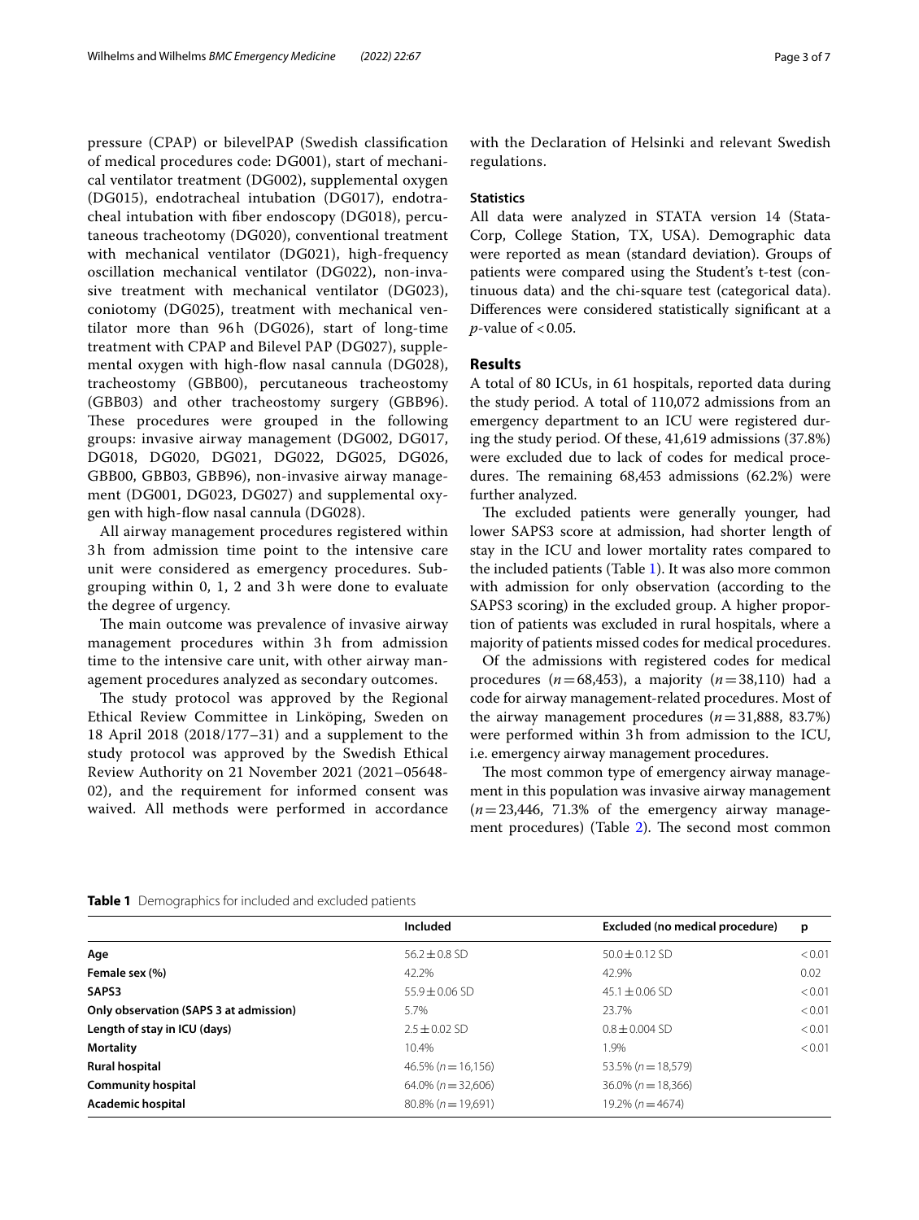pressure (CPAP) or bilevelPAP (Swedish classification of medical procedures code: DG001), start of mechanical ventilator treatment (DG002), supplemental oxygen (DG015), endotracheal intubation (DG017), endotracheal intubation with fiber endoscopy (DG018), percutaneous tracheotomy (DG020), conventional treatment with mechanical ventilator (DG021), high-frequency oscillation mechanical ventilator (DG022), non-invasive treatment with mechanical ventilator (DG023), coniotomy (DG025), treatment with mechanical ventilator more than 96 h (DG026), start of long-time treatment with CPAP and Bilevel PAP (DG027), supplemental oxygen with high-flow nasal cannula (DG028), tracheostomy (GBB00), percutaneous tracheostomy (GBB03) and other tracheostomy surgery (GBB96). These procedures were grouped in the following groups: invasive airway management (DG002, DG017, DG018, DG020, DG021, DG022, DG025, DG026, GBB00, GBB03, GBB96), non-invasive airway management (DG001, DG023, DG027) and supplemental oxygen with high-flow nasal cannula (DG028).

All airway management procedures registered within 3 h from admission time point to the intensive care unit were considered as emergency procedures. Subgrouping within 0, 1, 2 and 3 h were done to evaluate the degree of urgency.

The main outcome was prevalence of invasive airway management procedures within 3 h from admission time to the intensive care unit, with other airway management procedures analyzed as secondary outcomes.

The study protocol was approved by the Regional Ethical Review Committee in Linköping, Sweden on 18 April 2018 (2018/177–31) and a supplement to the study protocol was approved by the Swedish Ethical Review Authority on 21 November 2021 (2021–05648-02), and the requirement for informed consent was waived. All methods were performed in accordance with the Declaration of Helsinki and relevant Swedish regulations.

### Statistics

All data were analyzed in STATA version 14 (StataCorp, College Station, TX, USA). Demographic data were reported as mean (standard deviation). Groups of patients were compared using the Student's t-test (continuous data) and the chi-square test (categorical data). Differences were considered statistically significant at a *p*-value of < 0.05.

## Results

A total of 80 ICUs, in 61 hospitals, reported data during the study period. A total of 110,072 admissions from an emergency department to an ICU were registered during the study period. Of these, 41,619 admissions (37.8%) were excluded due to lack of codes for medical procedures. The remaining 68,453 admissions (62.2%) were further analyzed.

The excluded patients were generally younger, had lower SAPS3 score at admission, had shorter length of stay in the ICU and lower mortality rates compared to the included patients (Table 1). It was also more common with admission for only observation (according to the SAPS3 scoring) in the excluded group. A higher proportion of patients was excluded in rural hospitals, where a majority of patients missed codes for medical procedures.

Of the admissions with registered codes for medical procedures (*n* = 68,453), a majority (*n* = 38,110) had a code for airway management-related procedures. Most of the airway management procedures (*n* = 31,888, 83.7%) were performed within 3 h from admission to the ICU, i.e. emergency airway management procedures.

The most common type of emergency airway management in this population was invasive airway management (*n* = 23,446, 71.3% of the emergency airway management procedures) (Table 2). The second most common

**Table 1** Demographics for included and excluded patients

| | Included | Excluded (no medical procedure) | p |
|---|---|---|---|
| **Age** | 56.2 ± 0.8 SD | 50.0 ± 0.12 SD | < 0.01 |
| **Female sex (%)** | 42.2% | 42.9% | 0.02 |
| **SAPS3** | 55.9 ± 0.06 SD | 45.1 ± 0.06 SD | < 0.01 |
| **Only observation (SAPS 3 at admission)** | 5.7% | 23.7% | < 0.01 |
| **Length of stay in ICU (days)** | 2.5 ± 0.02 SD | 0.8 ± 0.004 SD | < 0.01 |
| **Mortality** | 10.4% | 1.9% | < 0.01 |
| **Rural hospital** | 46.5% (*n* = 16,156) | 53.5% (*n* = 18,579) | |
| **Community hospital** | 64.0% (*n* = 32,606) | 36.0% (*n* = 18,366) | |
| **Academic hospital** | 80.8% (*n* = 19,691) | 19.2% (*n* = 4674) | |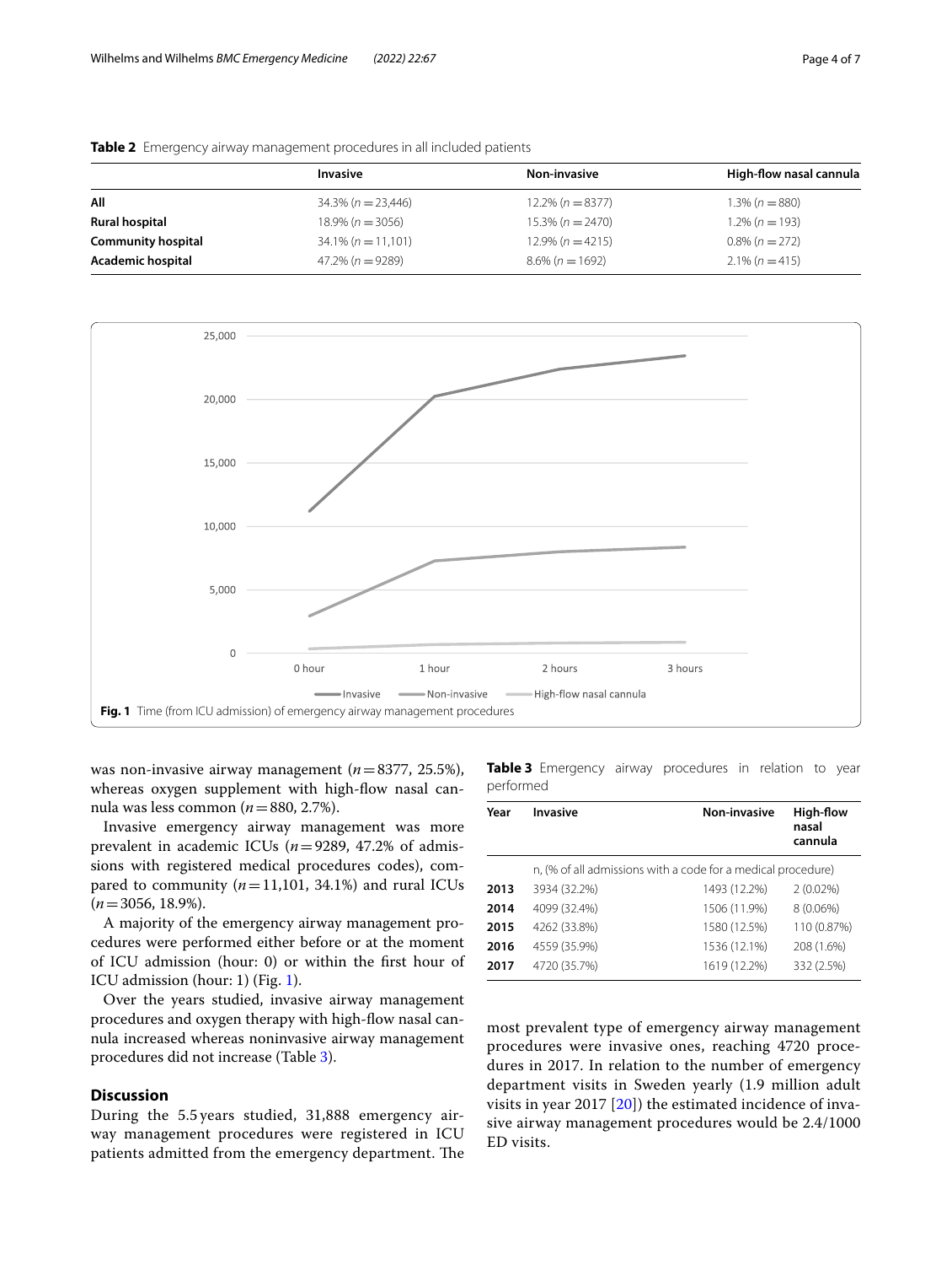**Table 2** Emergency airway management procedures in all included patients

| | Invasive | Non-invasive | High-flow nasal cannula |
|---|---|---|---|
| **All** | 34.3% ($n = 23{,}446$) | 12.2% ($n = 8377$) | 1.3% ($n = 880$) |
| **Rural hospital** | 18.9% ($n = 3056$) | 15.3% ($n = 2470$) | 1.2% ($n = 193$) |
| **Community hospital** | 34.1% ($n = 11{,}101$) | 12.9% ($n = 4215$) | 0.8% ($n = 272$) |
| **Academic hospital** | 47.2% ($n = 9289$) | 8.6% ($n = 1692$) | 2.1% ($n = 415$) |

**Fig. 1** Time (from ICU admission) of emergency airway management procedures

was non-invasive airway management ($n = 8377$, 25.5%), whereas oxygen supplement with high-flow nasal cannula was less common ($n = 880$, 2.7%).

Invasive emergency airway management was more prevalent in academic ICUs ($n = 9289$, 47.2% of admissions with registered medical procedures codes), compared to community ($n = 11{,}101$, 34.1%) and rural ICUs ($n = 3056$, 18.9%).

A majority of the emergency airway management procedures were performed either before or at the moment of ICU admission (hour: 0) or within the first hour of ICU admission (hour: 1) (Fig. 1).

Over the years studied, invasive airway management procedures and oxygen therapy with high-flow nasal cannula increased whereas noninvasive airway management procedures did not increase (Table 3).

**Table 3** Emergency airway procedures in relation to year performed

| Year | Invasive | Non-invasive | High-flow nasal cannula |
|---|---|---|---|
| | n, (% of all admissions with a code for a medical procedure) | | |
| **2013** | 3934 (32.2%) | 1493 (12.2%) | 2 (0.02%) |
| **2014** | 4099 (32.4%) | 1506 (11.9%) | 8 (0.06%) |
| **2015** | 4262 (33.8%) | 1580 (12.5%) | 110 (0.87%) |
| **2016** | 4559 (35.9%) | 1536 (12.1%) | 208 (1.6%) |
| **2017** | 4720 (35.7%) | 1619 (12.2%) | 332 (2.5%) |

## Discussion

During the 5.5 years studied, 31,888 emergency airway management procedures were registered in ICU patients admitted from the emergency department. The most prevalent type of emergency airway management procedures were invasive ones, reaching 4720 procedures in 2017. In relation to the number of emergency department visits in Sweden yearly (1.9 million adult visits in year 2017 [20]) the estimated incidence of invasive airway management procedures would be 2.4/1000 ED visits.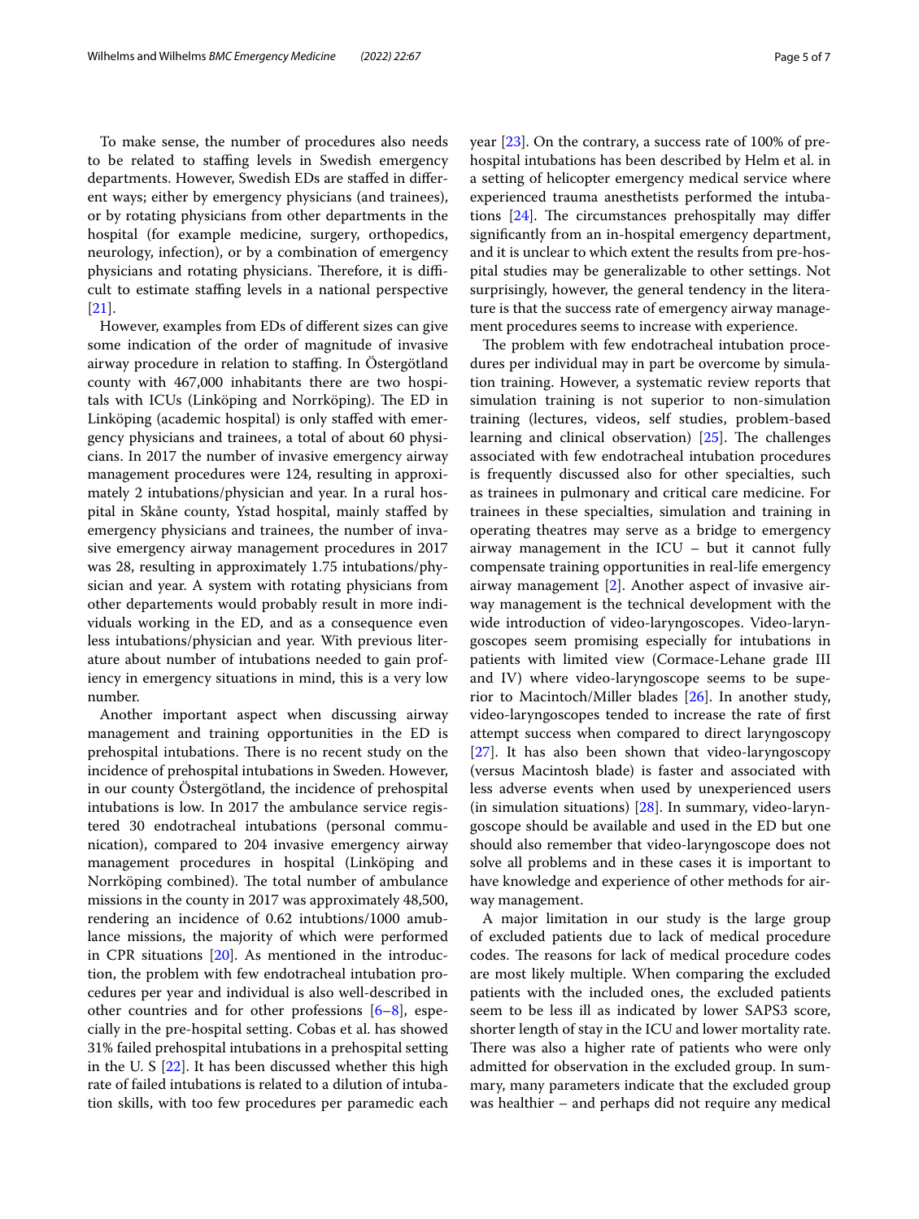To make sense, the number of procedures also needs to be related to staffing levels in Swedish emergency departments. However, Swedish EDs are staffed in different ways; either by emergency physicians (and trainees), or by rotating physicians from other departments in the hospital (for example medicine, surgery, orthopedics, neurology, infection), or by a combination of emergency physicians and rotating physicians. Therefore, it is difficult to estimate staffing levels in a national perspective [21].

However, examples from EDs of different sizes can give some indication of the order of magnitude of invasive airway procedure in relation to staffing. In Östergötland county with 467,000 inhabitants there are two hospitals with ICUs (Linköping and Norrköping). The ED in Linköping (academic hospital) is only staffed with emergency physicians and trainees, a total of about 60 physicians. In 2017 the number of invasive emergency airway management procedures were 124, resulting in approximately 2 intubations/physician and year. In a rural hospital in Skåne county, Ystad hospital, mainly staffed by emergency physicians and trainees, the number of invasive emergency airway management procedures in 2017 was 28, resulting in approximately 1.75 intubations/physician and year. A system with rotating physicians from other departements would probably result in more individuals working in the ED, and as a consequence even less intubations/physician and year. With previous literature about number of intubations needed to gain proficiency in emergency situations in mind, this is a very low number.

Another important aspect when discussing airway management and training opportunities in the ED is prehospital intubations. There is no recent study on the incidence of prehospital intubations in Sweden. However, in our county Östergötland, the incidence of prehospital intubations is low. In 2017 the ambulance service registered 30 endotracheal intubations (personal communication), compared to 204 invasive emergency airway management procedures in hospital (Linköping and Norrköping combined). The total number of ambulance missions in the county in 2017 was approximately 48,500, rendering an incidence of 0.62 intubtions/1000 ambulance missions, the majority of which were performed in CPR situations [20]. As mentioned in the introduction, the problem with few endotracheal intubation procedures per year and individual is also well-described in other countries and for other professions [6–8], especially in the pre-hospital setting. Cobas et al. has showed 31% failed prehospital intubations in a prehospital setting in the U. S [22]. It has been discussed whether this high rate of failed intubations is related to a dilution of intubation skills, with too few procedures per paramedic each year [23]. On the contrary, a success rate of 100% of prehospital intubations has been described by Helm et al. in a setting of helicopter emergency medical service where experienced trauma anesthetists performed the intubations [24]. The circumstances prehospitally may differ significantly from an in-hospital emergency department, and it is unclear to which extente the results from pre-hospital studies may be generalizable to other settings. Not surprisingly, however, the general tendency in the literature is that the success rate of emergency airway management procedures seems to increase with experience.

The problem with few endotracheal intubation procedures per individual may in part be overcome by simulation training. However, a systematic review reports that simulation training is not superior to non-simulation training (lectures, videos, self studies, problem-based learning and clinical observation) [25]. The challenges associated with few endotracheal intubation procedures is frequently discussed also for other specialties, such as trainees in pulmonary and critical care medicine. For trainees in these specialties, simulation and training in operating theatres may serve as a bridge to emergency airway management in the ICU – but it cannot fully compensate training opportunities in real-life emergency airway management [2]. Another aspect of invasive airway management is the technical development with the wide introduction of video-laryngoscopes. Video-laryngoscopes seem promising especially for intubations in patients with limited view (Cormace-Lehane grade III and IV) where video-laryngoscope seems to be superior to Macintoch/Miller blades [26]. In another study, video-laryngoscopes tended to increase the rate of first attempt success when compared to direct laryngoscopy [27]. It has also been shown that video-laryngoscopy (versus Macintosh blade) is faster and associated with less adverse events when used by unexperienced users (in simulation situations) [28]. In summary, video-laryngoscope should be available and used in the ED but one should also remember that video-laryngoscope does not solve all problems and in these cases it is important to have knowledge and experience of other methods for airway management.

A major limitation in our study is the large group of excluded patients due to lack of medical procedure codes. The reasons for lack of medical procedure codes are most likely multiple. When comparing the excluded patients with the included ones, the excluded patients seem to be less ill as indicated by lower SAPS3 score, shorter length of stay in the ICU and lower mortality rate. There was also a higher rate of patients who were only admitted for observation in the excluded group. In summary, many parameters indicate that the excluded group was healthier – and perhaps did not require any medical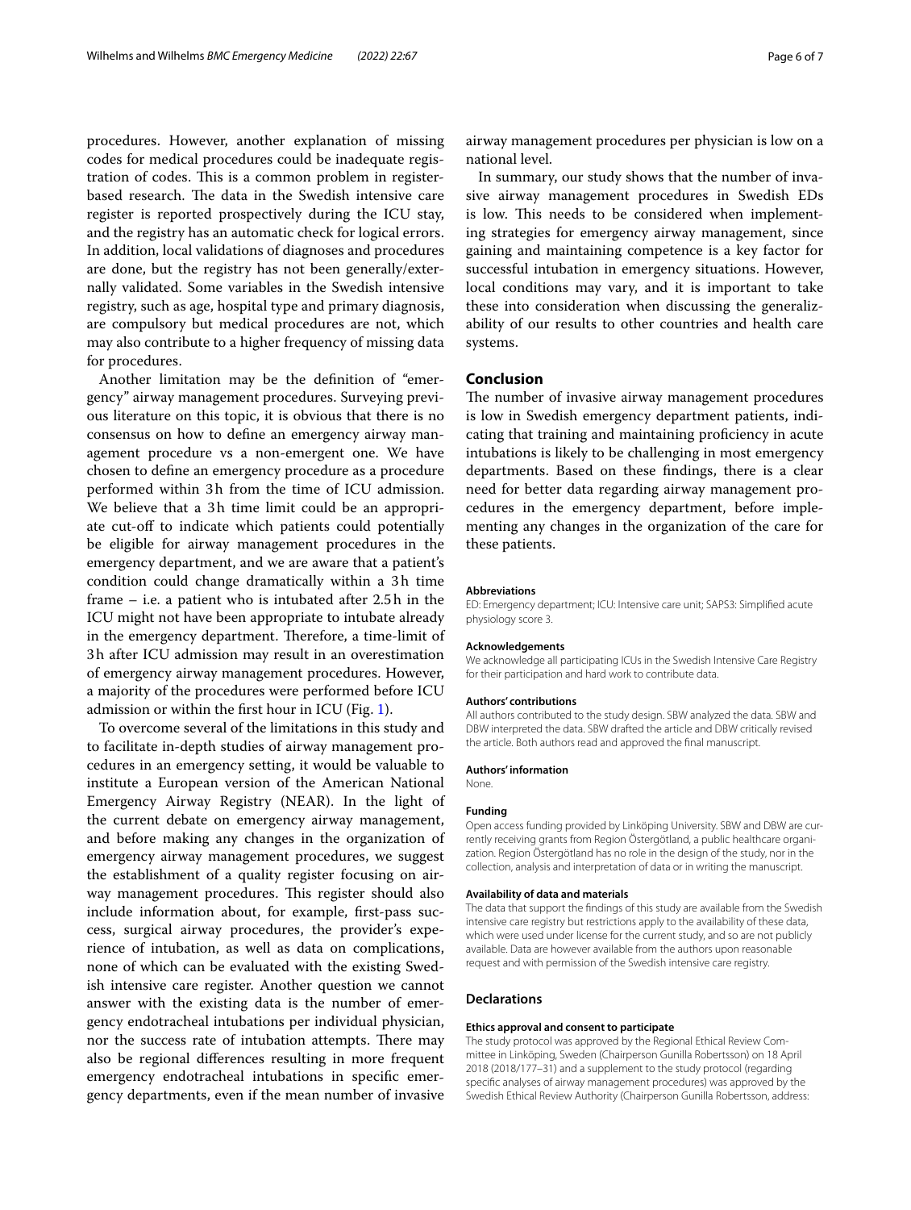procedures. However, another explanation of missing codes for medical procedures could be inadequate registration of codes. This is a common problem in register-based research. The data in the Swedish intensive care register is reported prospectively during the ICU stay, and the registry has an automatic check for logical errors. In addition, local validations of diagnoses and procedures are done, but the registry has not been generally/externally validated. Some variables in the Swedish intensive registry, such as age, hospital type and primary diagnosis, are compulsory but medical procedures are not, which may also contribute to a higher frequency of missing data for procedures.

Another limitation may be the definition of "emergency" airway management procedures. Surveying previous literature on this topic, it is obvious that there is no consensus on how to define an emergency airway management procedure vs a non-emergent one. We have chosen to define an emergency procedure as a procedure performed within 3 h from the time of ICU admission. We believe that a 3 h time limit could be an appropriate cut-off to indicate which patients could potentially be eligible for airway management procedures in the emergency department, and we are aware that a patient's condition could change dramatically within a 3 h time frame – i.e. a patient who is intubated after 2.5 h in the ICU might not have been appropriate to intubate already in the emergency department. Therefore, a time-limit of 3 h after ICU admission may result in an overestimation of emergency airway management procedures. However, a majority of the procedures were performed before ICU admission or within the first hour in ICU (Fig. 1).

To overcome several of the limitations in this study and to facilitate in-depth studies of airway management procedures in an emergency setting, it would be valuable to institute a European version of the American National Emergency Airway Registry (NEAR). In the light of the current debate on emergency airway management, and before making any changes in the organization of emergency airway management procedures, we suggest the establishment of a quality register focusing on airway management procedures. This register should also include information about, for example, first-pass success, surgical airway procedures, the provider's experience of intubation, as well as data on complications, none of which can be evaluated with the existing Swedish intensive care register. Another question we cannot answer with the existing data is the number of emergency endotracheal intubations per individual physician, nor the success rate of intubation attempts. There may also be regional differences resulting in more frequent emergency endotracheal intubations in specific emergency departments, even if the mean number of invasive airway management procedures per physician is low on a national level.

In summary, our study shows that the number of invasive airway management procedures in Swedish EDs is low. This needs to be considered when implementing strategies for emergency airway management, since gaining and maintaining competence is a key factor for successful intubation in emergency situations. However, local conditions may vary, and it is important to take these into consideration when discussing the generalizability of our results to other countries and health care systems.

## Conclusion

The number of invasive airway management procedures is low in Swedish emergency department patients, indicating that training and maintaining proficiency in acute intubations is likely to be challenging in most emergency departments. Based on these findings, there is a clear need for better data regarding airway management procedures in the emergency department, before implementing any changes in the organization of the care for these patients.

#### Abbreviations

ED: Emergency department; ICU: Intensive care unit; SAPS3: Simplified acute physiology score 3.

#### Acknowledgements

We acknowledge all participating ICUs in the Swedish Intensive Care Registry for their participation and hard work to contribute data.

#### Authors' contributions

All authors contributed to the study design. SBW analyzed the data. SBW and DBW interpreted the data. SBW drafted the article and DBW critically revised the article. Both authors read and approved the final manuscript.

#### Authors' information

None.

#### Funding

Open access funding provided by Linköping University. SBW and DBW are currently receiving grants from Region Östergötland, a public healthcare organization. Region Östergötland has no role in the design of the study, nor in the collection, analysis and interpretation of data or in writing the manuscript.

#### Availability of data and materials

The data that support the findings of this study are available from the Swedish intensive care registry but restrictions apply to the availability of these data, which were used under license for the current study, and so are not publicly available. Data are however available from the authors upon reasonable request and with permission of the Swedish intensive care registry.

### Declarations

#### Ethics approval and consent to participate

The study protocol was approved by the Regional Ethical Review Committee in Linköping, Sweden (Chairperson Gunilla Robertsson) on 18 April 2018 (2018/177–31) and a supplement to the study protocol (regarding specific analyses of airway management procedures) was approved by the Swedish Ethical Review Authority (Chairperson Gunilla Robertsson, address: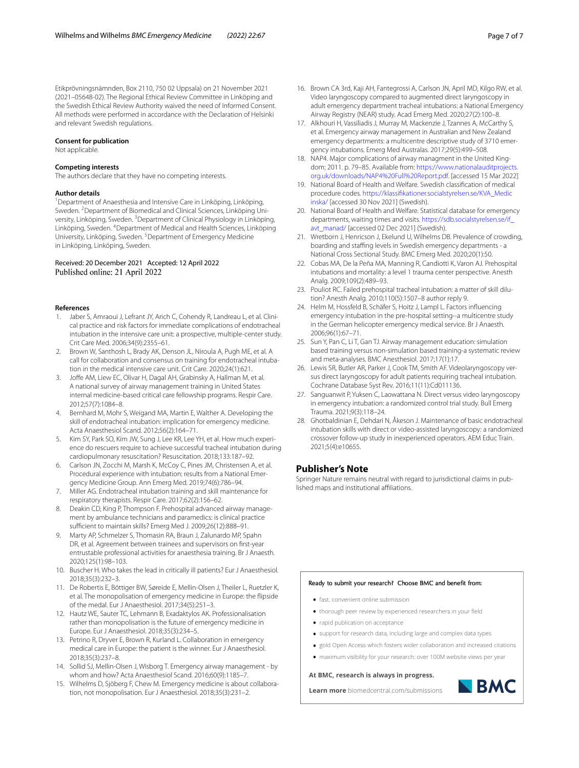Etikprövningsnämnden, Box 2110, 750 02 Uppsala) on 21 November 2021 (2021–05648-02). The Regional Ethical Review Committee in Linköping and the Swedish Ethical Review Authority waived the need of Informed Consent. All methods were performed in accordance with the Declaration of Helsinki and relevant Swedish regulations.

### Consent for publication

Not applicable.

### Competing interests

The authors declare that they have no competing interests.

### Author details

[1]Department of Anaesthesia and Intensive Care in Linköping, Linköping, Sweden. [2]Department of Biomedical and Clinical Sciences, Linköping University, Linköping, Sweden. [3]Department of Clinical Physiology in Linköping, Linköping, Sweden. [4]Department of Medical and Health Sciences, Linköping University, Linköping, Sweden. [5]Department of Emergency Medicine in Linköping, Linköping, Sweden.

Received: 20 December 2021 Accepted: 12 April 2022
Published online: 21 April 2022

### References

1. Jaber S, Amraoui J, Lefrant JY, Arich C, Cohendy R, Landreau L, et al. Clinical practice and risk factors for immediate complications of endotracheal intubation in the intensive care unit: a prospective, multiple-center study. Crit Care Med. 2006;34(9):2355–61.
2. Brown W, Santhosh L, Brady AK, Denson JL, Niroula A, Pugh ME, et al. A call for collaboration and consensus on training for endotracheal intubation in the medical intensive care unit. Crit Care. 2020;24(1):621.
3. Joffe AM, Liew EC, Olivar H, Dagal AH, Grabinsky A, Hallman M, et al. A national survey of airway management training in United States internal medicine-based critical care fellowship programs. Respir Care. 2012;57(7):1084–8.
4. Bernhard M, Mohr S, Weigand MA, Martin E, Walther A. Developing the skill of endotracheal intubation: implication for emergency medicine. Acta Anaesthesiol Scand. 2012;56(2):164–71.
5. Kim SY, Park SO, Kim JW, Sung J, Lee KR, Lee YH, et al. How much experience do rescuers require to achieve successful tracheal intubation during cardiopulmonary resuscitation? Resuscitation. 2018;133:187–92.
6. Carlson JN, Zocchi M, Marsh K, McCoy C, Pines JM, Christensen A, et al. Procedural experience with intubation: results from a National Emergency Medicine Group. Ann Emerg Med. 2019;74(6):786–94.
7. Miller AG. Endotracheal intubation training and skill maintenance for respiratory therapists. Respir Care. 2017;62(2):156–62.
8. Deakin CD, King P, Thompson F. Prehospital advanced airway management by ambulance technicians and paramedics: is clinical practice sufficient to maintain skills? Emerg Med J. 2009;26(12):888–91.
9. Marty AP, Schmelzer S, Thomasin RA, Braun J, Zalunardo MP, Spahn DR, et al. Agreement between trainees and supervisors on first-year entrustable professional activities for anaesthesia training. Br J Anaesth. 2020;125(1):98–103.
10. Buscher H. Who takes the lead in critically ill patients? Eur J Anaesthesiol. 2018;35(3):232–3.
11. De Robertis E, Böttiger BW, Søreide E, Mellin-Olsen J, Theiler L, Ruetzler K, et al. The monopolisation of emergency medicine in Europe: the flipside of the medal. Eur J Anaesthesiol. 2017;34(5):251–3.
12. Hautz WE, Sauter TC, Lehmann B, Exadaktylos AK. Professionalisation rather than monopolisation is the future of emergency medicine in Europe. Eur J Anaesthesiol. 2018;35(3):234–5.
13. Petrino R, Dryver E, Brown R, Kurland L. Collaboration in emergency medical care in Europe: the patient is the winner. Eur J Anaesthesiol. 2018;35(3):237–8.
14. Sollid SJ, Mellin-Olsen J, Wisborg T. Emergency airway management - by whom and how? Acta Anaesthesiol Scand. 2016;60(9):1185–7.
15. Wilhelms D, Sjöberg F, Chew M. Emergency medicine is about collaboration, not monopolisation. Eur J Anaesthesiol. 2018;35(3):231–2.
16. Brown CA 3rd, Kaji AH, Fantegrossi A, Carlson JN, April MD, Kilgo RW, et al. Video laryngoscopy compared to augmented direct laryngoscopy in adult emergency department tracheal intubations: a National Emergency Airway Registry (NEAR) study. Acad Emerg Med. 2020;27(2):100–8.
17. Alkhouri H, Vassiliadis J, Murray M, Mackenzie J, Tzannes A, McCarthy S, et al. Emergency airway management in Australian and New Zealand emergency departments: a multicentre descriptive study of 3710 emergency intubations. Emerg Med Australas. 2017;29(5):499–508.
18. NAP4. Major complications of airway managment in the United Kingdom; 2011. p. 79–85. Available from: https://www.nationalauditprojects.org.uk/downloads/NAP4%20Full%20Report.pdf. [accessed 15 Mar 2022]
19. National Board of Health and Welfare. Swedish classification of medical procedure codes. https://klassifikationer.socialstyrelsen.se/KVA_Medicinska/ [accessed 30 Nov 2021] (Swedish).
20. National Board of Health and Welfare. Statistical database for emergency departments, waiting times and visits. https://sdb.socialstyrelsen.se/if_avt_manad/ [accessed 02 Dec 2021] (Swedish).
21. Wretborn J, Henricson J, Ekelund U, Wilhelms DB. Prevalence of crowding, boarding and staffing levels in Swedish emergency departments - a National Cross Sectional Study. BMC Emerg Med. 2020;20(1):50.
22. Cobas MA, De la Peña MA, Manning R, Candiotti K, Varon AJ. Prehospital intubations and mortality: a level 1 trauma center perspective. Anesth Analg. 2009;109(2):489–93.
23. Pouliot RC. Failed prehospital tracheal intubation: a matter of skill dilution? Anesth Analg. 2010;110(5):1507–8 author reply 9.
24. Helm M, Hossfeld B, Schäfer S, Hoitz J, Lampl L. Factors influencing emergency intubation in the pre-hospital setting--a multicentre study in the German helicopter emergency medical service. Br J Anaesth. 2006;96(1):67–71.
25. Sun Y, Pan C, Li T, Gan TJ. Airway management education: simulation based training versus non-simulation based training-a systematic review and meta-analyses. BMC Anesthesiol. 2017;17(1):17.
26. Lewis SR, Butler AR, Parker J, Cook TM, Smith AF. Videolaryngoscopy versus direct laryngoscopy for adult patients requiring tracheal intubation. Cochrane Database Syst Rev. 2016;11(11):Cd011136.
27. Sanguanwit P, Yuksen C, Laowattana N. Direct versus video laryngoscopy in emergency intubation: a randomized control trial study. Bull Emerg Trauma. 2021;9(3):118–24.
28. Ghotbaldinian E, Dehdari N, Åkeson J. Maintenance of basic endotracheal intubation skills with direct or video-assisted laryngoscopy: a randomized crossover follow-up study in inexperienced operators. AEM Educ Train. 2021;5(4):e10655.

## Publisher's Note

Springer Nature remains neutral with regard to jurisdictional claims in published maps and institutional affiliations.

Ready to submit your research? Choose BMC and benefit from:

- fast, convenient online submission
- thorough peer review by experienced researchers in your field
- rapid publication on acceptance
- support for research data, including large and complex data types
- gold Open Access which fosters wider collaboration and increased citations
- maximum visibility for your research: over 100M website views per year

**At BMC, research is always in progress.**

**Learn more** biomedcentral.com/submissions

BMC